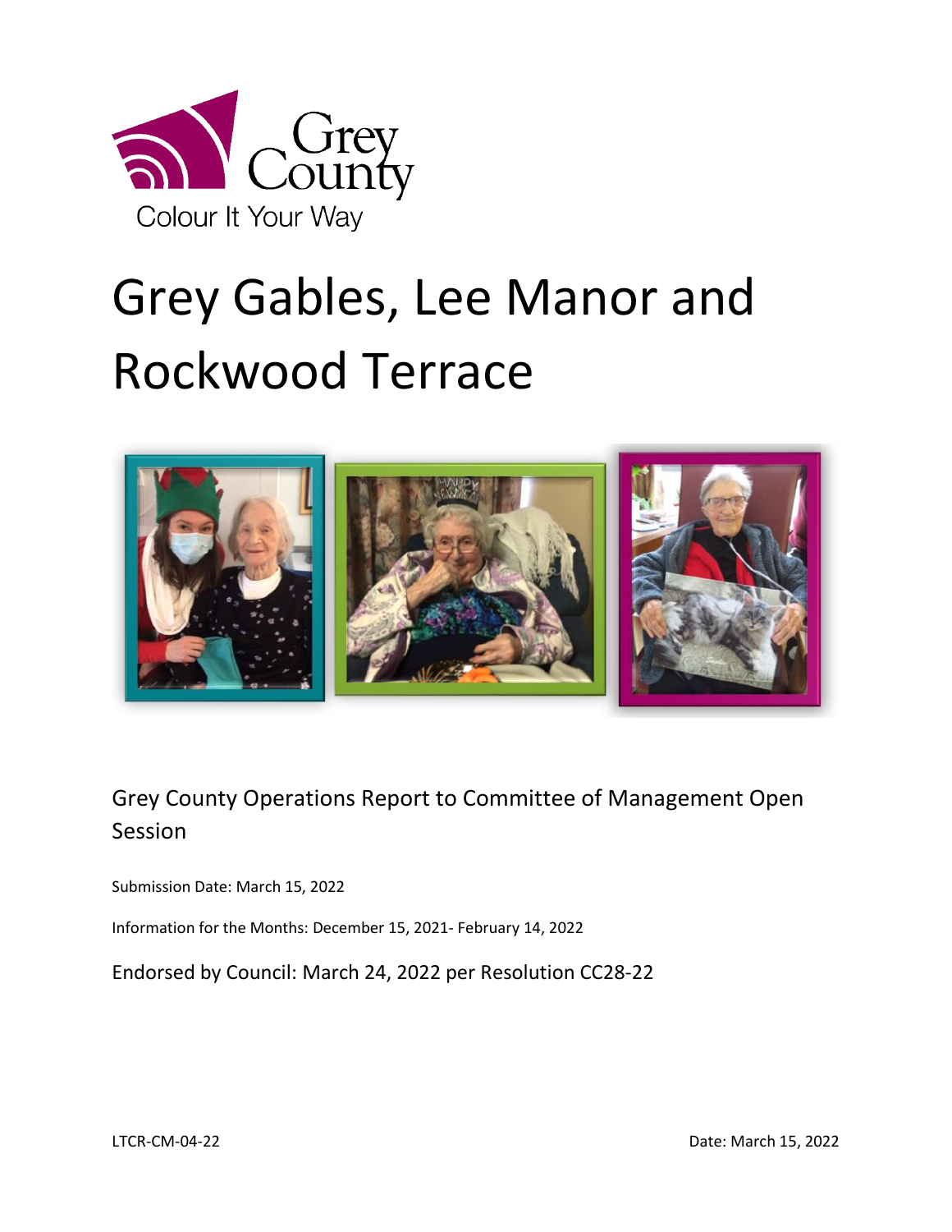Grey County

Colour It Your Way

# Grey Gables, Lee Manor and Rockwood Terrace

Grey County Operations Report to Committee of Management Open Session

Submission Date: March 15, 2022

Information for the Months: December 15, 2021- February 14, 2022

Endorsed by Council: March 24, 2022 per Resolution CC28-22

LTCR-CM-04-22

Date: March 15, 2022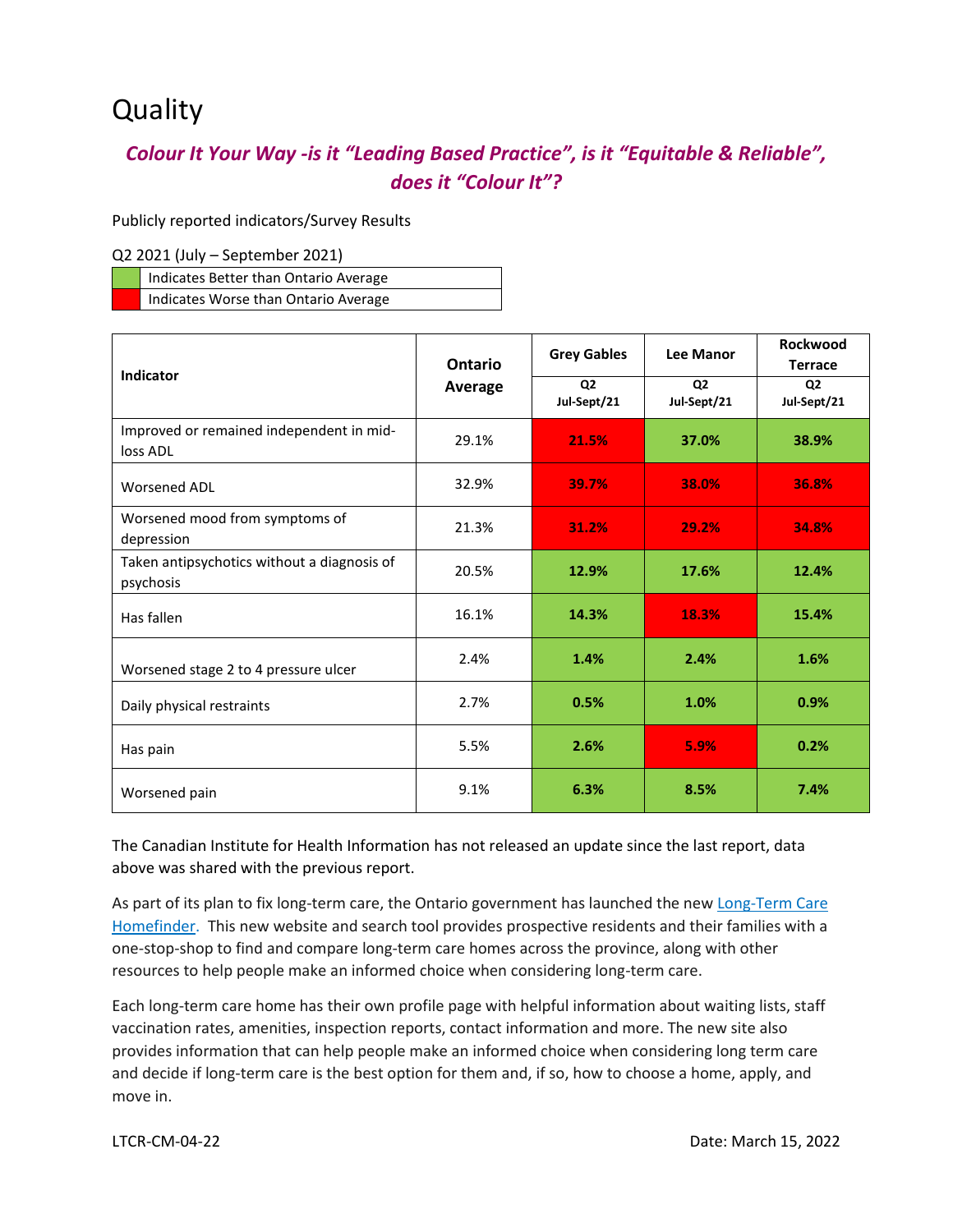# Quality

***Colour It Your Way -is it "Leading Based Practice", is it "Equitable & Reliable", does it "Colour It"?***

Publicly reported indicators/Survey Results

Q2 2021 (July – September 2021)

| | |
|---|---|
| (green) | Indicates Better than Ontario Average |
| (red) | Indicates Worse than Ontario Average |

| Indicator | Ontario Average | Grey Gables | Lee Manor | Rockwood Terrace |
|---|---|---|---|---|
| | | **Q2 Jul-Sept/21** | **Q2 Jul-Sept/21** | **Q2 Jul-Sept/21** |
| Improved or remained independent in mid-loss ADL | 29.1% | **21.5%** | **37.0%** | **38.9%** |
| Worsened ADL | 32.9% | **39.7%** | **38.0%** | **36.8%** |
| Worsened mood from symptoms of depression | 21.3% | **31.2%** | **29.2%** | **34.8%** |
| Taken antipsychotics without a diagnosis of psychosis | 20.5% | **12.9%** | **17.6%** | **12.4%** |
| Has fallen | 16.1% | **14.3%** | **18.3%** | **15.4%** |
| Worsened stage 2 to 4 pressure ulcer | 2.4% | **1.4%** | **2.4%** | **1.6%** |
| Daily physical restraints | 2.7% | **0.5%** | **1.0%** | **0.9%** |
| Has pain | 5.5% | **2.6%** | **5.9%** | **0.2%** |
| Worsened pain | 9.1% | **6.3%** | **8.5%** | **7.4%** |

The Canadian Institute for Health Information has not released an update since the last report, data above was shared with the previous report.

As part of its plan to fix long-term care, the Ontario government has launched the new [Long-Term Care Homefinder](). This new website and search tool provides prospective residents and their families with a one-stop-shop to find and compare long-term care homes across the province, along with other resources to help people make an informed choice when considering long-term care.

Each long-term care home has their own profile page with helpful information about waiting lists, staff vaccination rates, amenities, inspection reports, contact information and more. The new site also provides information that can help people make an informed choice when considering long term care and decide if long-term care is the best option for them and, if so, how to choose a home, apply, and move in.

LTCR-CM-04-22 Date: March 15, 2022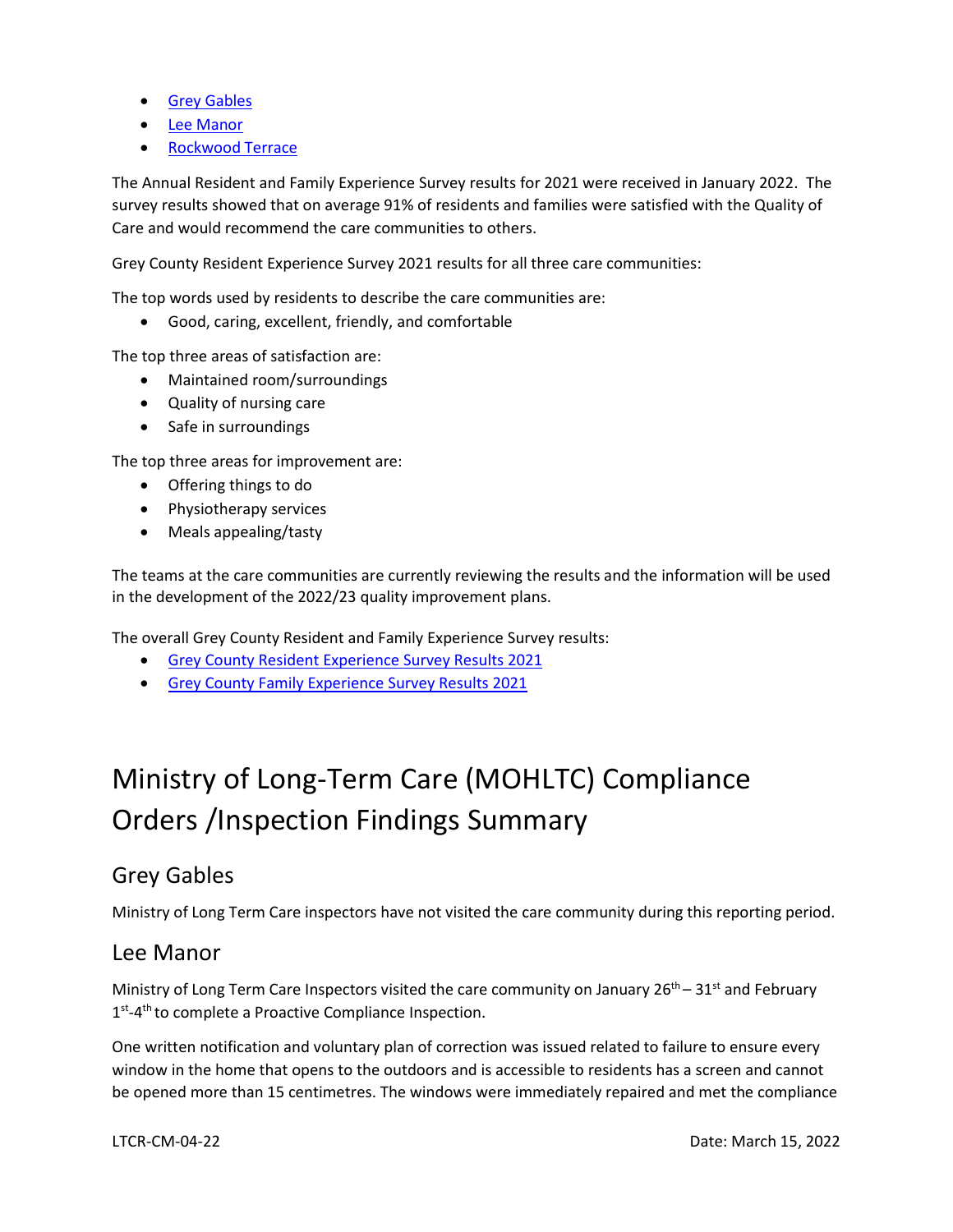- Grey Gables
- Lee Manor
- Rockwood Terrace

The Annual Resident and Family Experience Survey results for 2021 were received in January 2022. The survey results showed that on average 91% of residents and families were satisfied with the Quality of Care and would recommend the care communities to others.

Grey County Resident Experience Survey 2021 results for all three care communities:

The top words used by residents to describe the care communities are:

- Good, caring, excellent, friendly, and comfortable

The top three areas of satisfaction are:

- Maintained room/surroundings
- Quality of nursing care
- Safe in surroundings

The top three areas for improvement are:

- Offering things to do
- Physiotherapy services
- Meals appealing/tasty

The teams at the care communities are currently reviewing the results and the information will be used in the development of the 2022/23 quality improvement plans.

The overall Grey County Resident and Family Experience Survey results:

- Grey County Resident Experience Survey Results 2021
- Grey County Family Experience Survey Results 2021

# Ministry of Long-Term Care (MOHLTC) Compliance Orders /Inspection Findings Summary

## Grey Gables

Ministry of Long Term Care inspectors have not visited the care community during this reporting period.

## Lee Manor

Ministry of Long Term Care Inspectors visited the care community on January 26th – 31st and February 1st-4th to complete a Proactive Compliance Inspection.

One written notification and voluntary plan of correction was issued related to failure to ensure every window in the home that opens to the outdoors and is accessible to residents has a screen and cannot be opened more than 15 centimetres. The windows were immediately repaired and met the compliance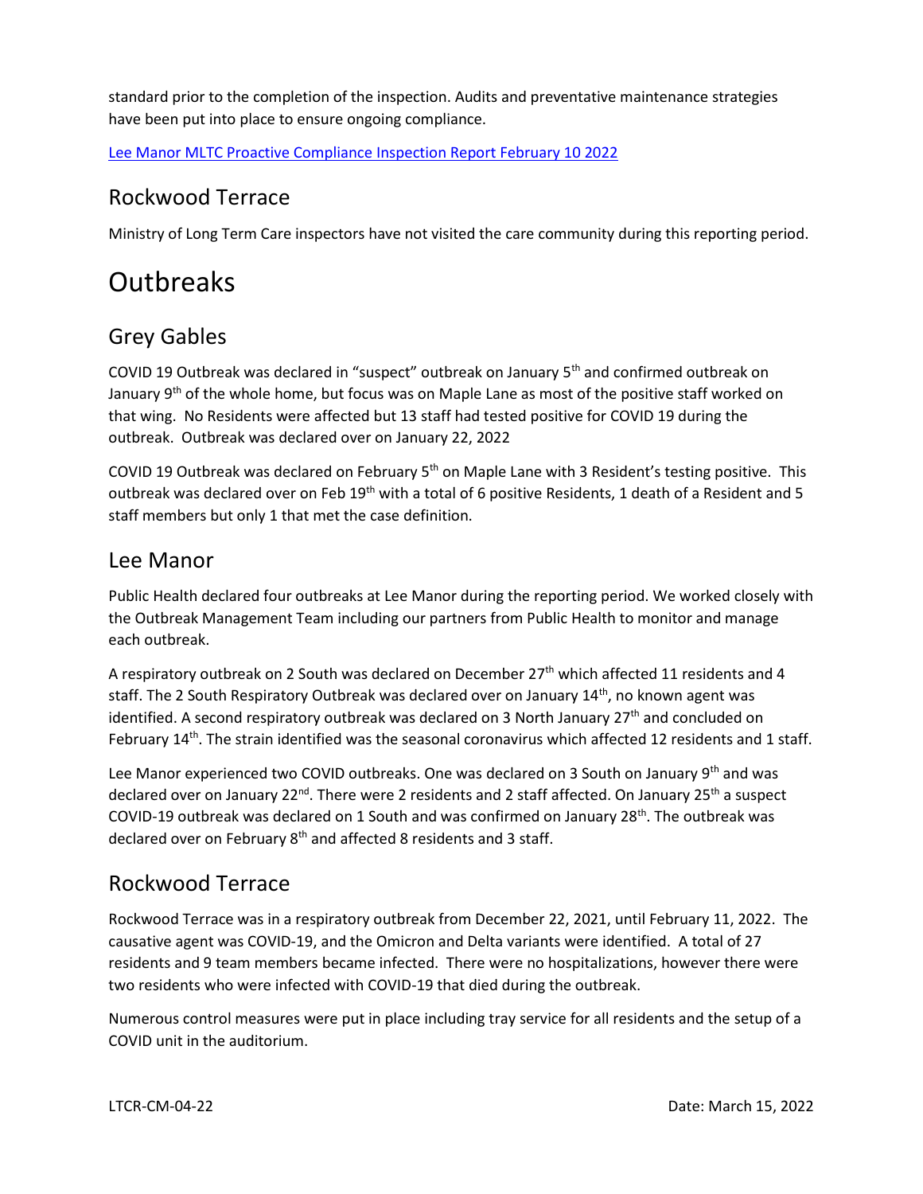standard prior to the completion of the inspection. Audits and preventative maintenance strategies have been put into place to ensure ongoing compliance.

[Lee Manor MLTC Proactive Compliance Inspection Report February 10 2022]

## Rockwood Terrace

Ministry of Long Term Care inspectors have not visited the care community during this reporting period.

# Outbreaks

## Grey Gables

COVID 19 Outbreak was declared in "suspect" outbreak on January 5th and confirmed outbreak on January 9th of the whole home, but focus was on Maple Lane as most of the positive staff worked on that wing. No Residents were affected but 13 staff had tested positive for COVID 19 during the outbreak. Outbreak was declared over on January 22, 2022

COVID 19 Outbreak was declared on February 5th on Maple Lane with 3 Resident's testing positive. This outbreak was declared over on Feb 19th with a total of 6 positive Residents, 1 death of a Resident and 5 staff members but only 1 that met the case definition.

## Lee Manor

Public Health declared four outbreaks at Lee Manor during the reporting period. We worked closely with the Outbreak Management Team including our partners from Public Health to monitor and manage each outbreak.

A respiratory outbreak on 2 South was declared on December 27th which affected 11 residents and 4 staff. The 2 South Respiratory Outbreak was declared over on January 14th, no known agent was identified. A second respiratory outbreak was declared on 3 North January 27th and concluded on February 14th. The strain identified was the seasonal coronavirus which affected 12 residents and 1 staff.

Lee Manor experienced two COVID outbreaks. One was declared on 3 South on January 9th and was declared over on January 22nd. There were 2 residents and 2 staff affected. On January 25th a suspect COVID-19 outbreak was declared on 1 South and was confirmed on January 28th. The outbreak was declared over on February 8th and affected 8 residents and 3 staff.

## Rockwood Terrace

Rockwood Terrace was in a respiratory outbreak from December 22, 2021, until February 11, 2022. The causative agent was COVID-19, and the Omicron and Delta variants were identified. A total of 27 residents and 9 team members became infected. There were no hospitalizations, however there were two residents who were infected with COVID-19 that died during the outbreak.

Numerous control measures were put in place including tray service for all residents and the setup of a COVID unit in the auditorium.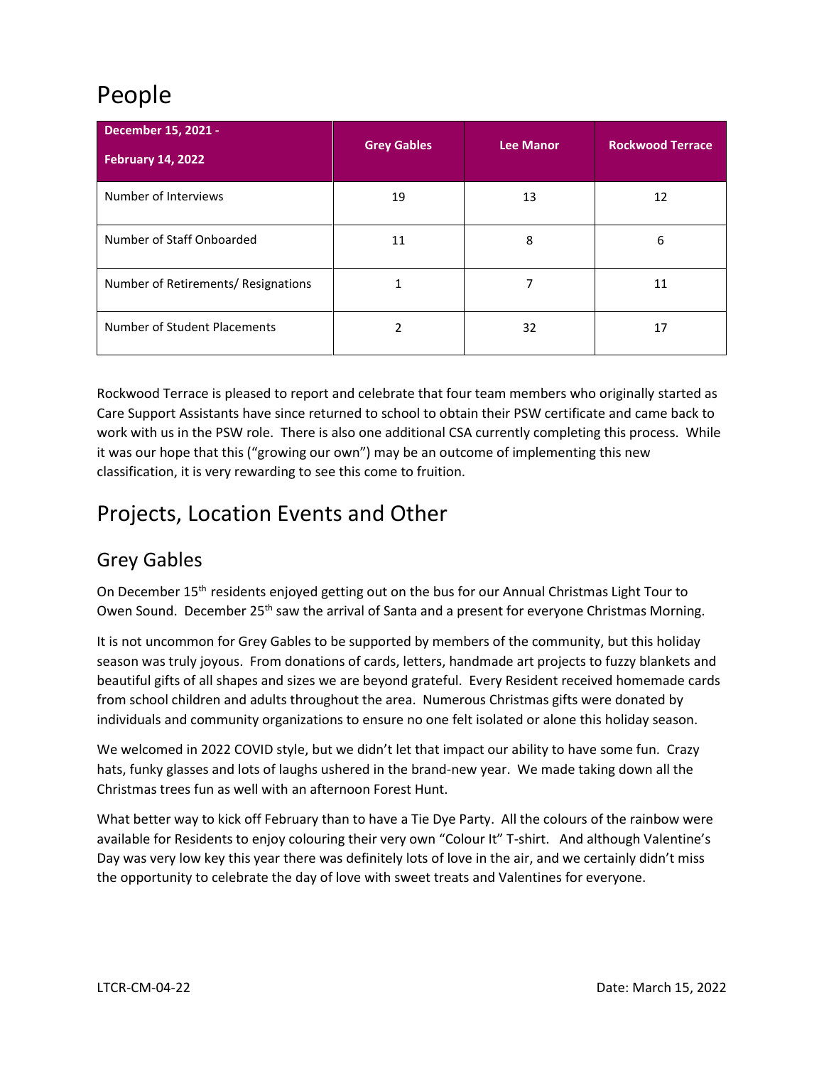# People

| December 15, 2021 - February 14, 2022 | Grey Gables | Lee Manor | Rockwood Terrace |
|---|---|---|---|
| Number of Interviews | 19 | 13 | 12 |
| Number of Staff Onboarded | 11 | 8 | 6 |
| Number of Retirements/ Resignations | 1 | 7 | 11 |
| Number of Student Placements | 2 | 32 | 17 |

Rockwood Terrace is pleased to report and celebrate that four team members who originally started as Care Support Assistants have since returned to school to obtain their PSW certificate and came back to work with us in the PSW role. There is also one additional CSA currently completing this process. While it was our hope that this ("growing our own") may be an outcome of implementing this new classification, it is very rewarding to see this come to fruition.

# Projects, Location Events and Other

## Grey Gables

On December 15th residents enjoyed getting out on the bus for our Annual Christmas Light Tour to Owen Sound. December 25th saw the arrival of Santa and a present for everyone Christmas Morning.

It is not uncommon for Grey Gables to be supported by members of the community, but this holiday season was truly joyous. From donations of cards, letters, handmade art projects to fuzzy blankets and beautiful gifts of all shapes and sizes we are beyond grateful. Every Resident received homemade cards from school children and adults throughout the area. Numerous Christmas gifts were donated by individuals and community organizations to ensure no one felt isolated or alone this holiday season.

We welcomed in 2022 COVID style, but we didn't let that impact our ability to have some fun. Crazy hats, funky glasses and lots of laughs ushered in the brand-new year. We made taking down all the Christmas trees fun as well with an afternoon Forest Hunt.

What better way to kick off February than to have a Tie Dye Party. All the colours of the rainbow were available for Residents to enjoy colouring their very own "Colour It" T-shirt. And although Valentine's Day was very low key this year there was definitely lots of love in the air, and we certainly didn't miss the opportunity to celebrate the day of love with sweet treats and Valentines for everyone.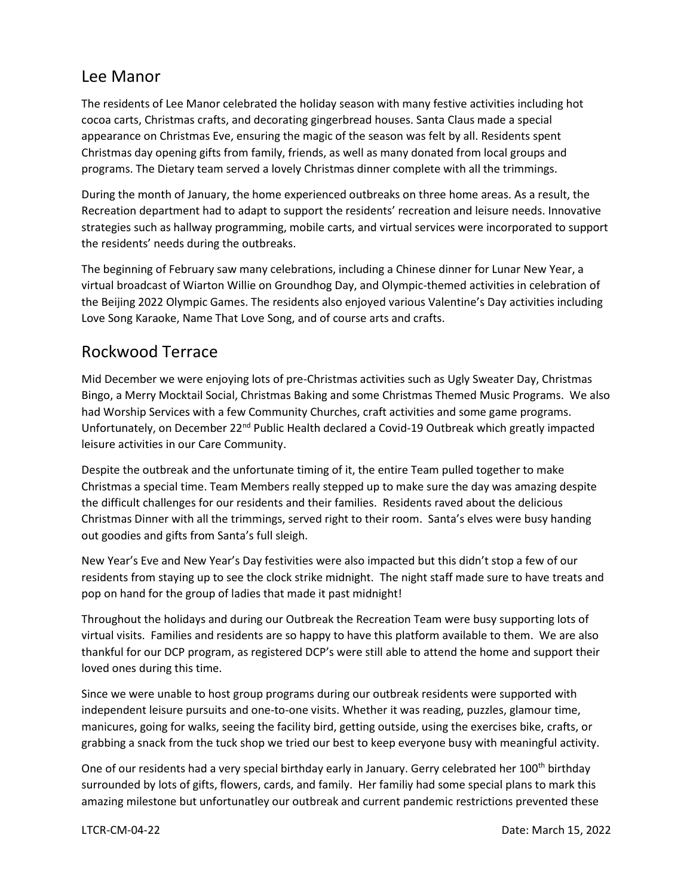## Lee Manor

The residents of Lee Manor celebrated the holiday season with many festive activities including hot cocoa carts, Christmas crafts, and decorating gingerbread houses. Santa Claus made a special appearance on Christmas Eve, ensuring the magic of the season was felt by all. Residents spent Christmas day opening gifts from family, friends, as well as many donated from local groups and programs. The Dietary team served a lovely Christmas dinner complete with all the trimmings.

During the month of January, the home experienced outbreaks on three home areas. As a result, the Recreation department had to adapt to support the residents' recreation and leisure needs. Innovative strategies such as hallway programming, mobile carts, and virtual services were incorporated to support the residents' needs during the outbreaks.

The beginning of February saw many celebrations, including a Chinese dinner for Lunar New Year, a virtual broadcast of Wiarton Willie on Groundhog Day, and Olympic-themed activities in celebration of the Beijing 2022 Olympic Games. The residents also enjoyed various Valentine's Day activities including Love Song Karaoke, Name That Love Song, and of course arts and crafts.

## Rockwood Terrace

Mid December we were enjoying lots of pre-Christmas activities such as Ugly Sweater Day, Christmas Bingo, a Merry Mocktail Social, Christmas Baking and some Christmas Themed Music Programs. We also had Worship Services with a few Community Churches, craft activities and some game programs. Unfortunately, on December 22nd Public Health declared a Covid-19 Outbreak which greatly impacted leisure activities in our Care Community.

Despite the outbreak and the unfortunate timing of it, the entire Team pulled together to make Christmas a special time. Team Members really stepped up to make sure the day was amazing despite the difficult challenges for our residents and their families. Residents raved about the delicious Christmas Dinner with all the trimmings, served right to their room. Santa's elves were busy handing out goodies and gifts from Santa's full sleigh.

New Year's Eve and New Year's Day festivities were also impacted but this didn't stop a few of our residents from staying up to see the clock strike midnight. The night staff made sure to have treats and pop on hand for the group of ladies that made it past midnight!

Throughout the holidays and during our Outbreak the Recreation Team were busy supporting lots of virtual visits. Families and residents are so happy to have this platform available to them. We are also thankful for our DCP program, as registered DCP's were still able to attend the home and support their loved ones during this time.

Since we were unable to host group programs during our outbreak residents were supported with independent leisure pursuits and one-to-one visits. Whether it was reading, puzzles, glamour time, manicures, going for walks, seeing the facility bird, getting outside, using the exercises bike, crafts, or grabbing a snack from the tuck shop we tried our best to keep everyone busy with meaningful activity.

One of our residents had a very special birthday early in January. Gerry celebrated her 100th birthday surrounded by lots of gifts, flowers, cards, and family. Her familiy had some special plans to mark this amazing milestone but unfortunatley our outbreak and current pandemic restrictions prevented these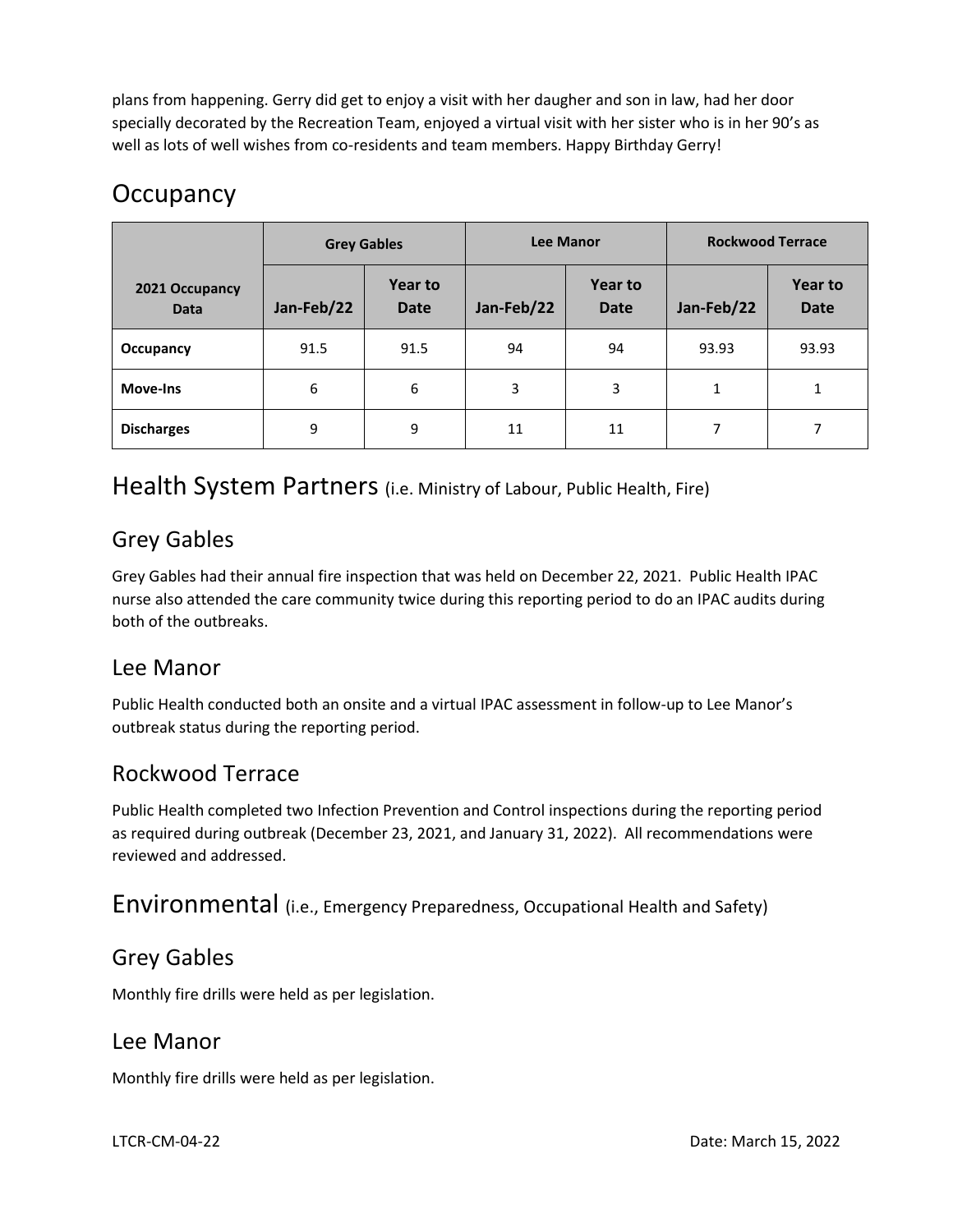plans from happening. Gerry did get to enjoy a visit with her daugher and son in law, had her door specially decorated by the Recreation Team, enjoyed a virtual visit with her sister who is in her 90's as well as lots of well wishes from co-residents and team members. Happy Birthday Gerry!

# Occupancy

| 2021 Occupancy Data | Grey Gables | | Lee Manor | | Rockwood Terrace | |
|---|---|---|---|---|---|---|
| | **Jan-Feb/22** | **Year to Date** | **Jan-Feb/22** | **Year to Date** | **Jan-Feb/22** | **Year to Date** |
| **Occupancy** | 91.5 | 91.5 | 94 | 94 | 93.93 | 93.93 |
| **Move-Ins** | 6 | 6 | 3 | 3 | 1 | 1 |
| **Discharges** | 9 | 9 | 11 | 11 | 7 | 7 |

# Health System Partners (i.e. Ministry of Labour, Public Health, Fire)

## Grey Gables

Grey Gables had their annual fire inspection that was held on December 22, 2021. Public Health IPAC nurse also attended the care community twice during this reporting period to do an IPAC audits during both of the outbreaks.

## Lee Manor

Public Health conducted both an onsite and a virtual IPAC assessment in follow-up to Lee Manor's outbreak status during the reporting period.

## Rockwood Terrace

Public Health completed two Infection Prevention and Control inspections during the reporting period as required during outbreak (December 23, 2021, and January 31, 2022). All recommendations were reviewed and addressed.

# Environmental (i.e., Emergency Preparedness, Occupational Health and Safety)

## Grey Gables

Monthly fire drills were held as per legislation.

## Lee Manor

Monthly fire drills were held as per legislation.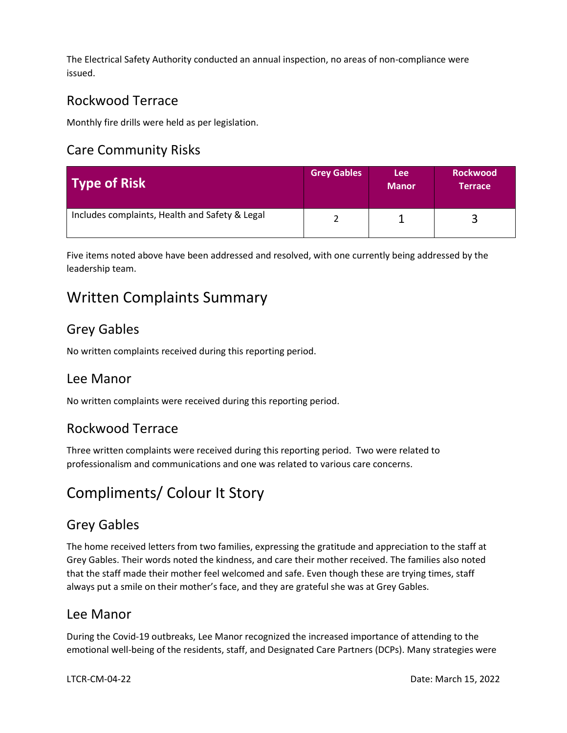The Electrical Safety Authority conducted an annual inspection, no areas of non-compliance were issued.

### Rockwood Terrace

Monthly fire drills were held as per legislation.

### Care Community Risks

| Type of Risk | Grey Gables | Lee Manor | Rockwood Terrace |
|---|---|---|---|
| Includes complaints, Health and Safety & Legal | 2 | 1 | 3 |

Five items noted above have been addressed and resolved, with one currently being addressed by the leadership team.

## Written Complaints Summary

### Grey Gables

No written complaints received during this reporting period.

### Lee Manor

No written complaints were received during this reporting period.

### Rockwood Terrace

Three written complaints were received during this reporting period. Two were related to professionalism and communications and one was related to various care concerns.

## Compliments/ Colour It Story

### Grey Gables

The home received letters from two families, expressing the gratitude and appreciation to the staff at Grey Gables. Their words noted the kindness, and care their mother received. The families also noted that the staff made their mother feel welcomed and safe. Even though these are trying times, staff always put a smile on their mother's face, and they are grateful she was at Grey Gables.

### Lee Manor

During the Covid-19 outbreaks, Lee Manor recognized the increased importance of attending to the emotional well-being of the residents, staff, and Designated Care Partners (DCPs). Many strategies were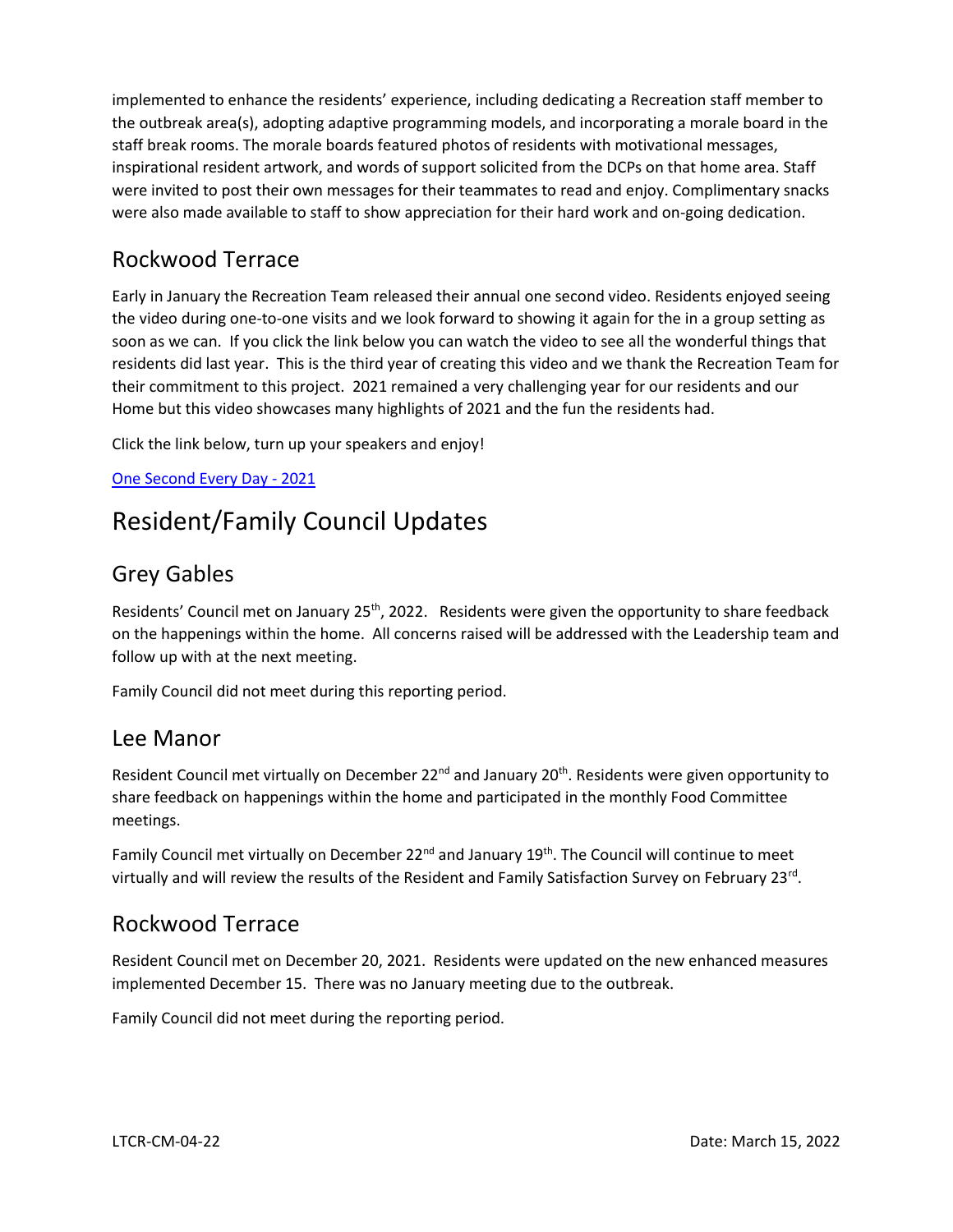implemented to enhance the residents' experience, including dedicating a Recreation staff member to the outbreak area(s), adopting adaptive programming models, and incorporating a morale board in the staff break rooms. The morale boards featured photos of residents with motivational messages, inspirational resident artwork, and words of support solicited from the DCPs on that home area. Staff were invited to post their own messages for their teammates to read and enjoy. Complimentary snacks were also made available to staff to show appreciation for their hard work and on-going dedication.

## Rockwood Terrace

Early in January the Recreation Team released their annual one second video. Residents enjoyed seeing the video during one-to-one visits and we look forward to showing it again for the in a group setting as soon as we can. If you click the link below you can watch the video to see all the wonderful things that residents did last year. This is the third year of creating this video and we thank the Recreation Team for their commitment to this project. 2021 remained a very challenging year for our residents and our Home but this video showcases many highlights of 2021 and the fun the residents had.

Click the link below, turn up your speakers and enjoy!

One Second Every Day - 2021

# Resident/Family Council Updates

## Grey Gables

Residents' Council met on January 25th, 2022. Residents were given the opportunity to share feedback on the happenings within the home. All concerns raised will be addressed with the Leadership team and follow up with at the next meeting.

Family Council did not meet during this reporting period.

## Lee Manor

Resident Council met virtually on December 22nd and January 20th. Residents were given opportunity to share feedback on happenings within the home and participated in the monthly Food Committee meetings.

Family Council met virtually on December 22nd and January 19th. The Council will continue to meet virtually and will review the results of the Resident and Family Satisfaction Survey on February 23rd.

## Rockwood Terrace

Resident Council met on December 20, 2021. Residents were updated on the new enhanced measures implemented December 15. There was no January meeting due to the outbreak.

Family Council did not meet during the reporting period.

LTCR-CM-04-22 Date: March 15, 2022